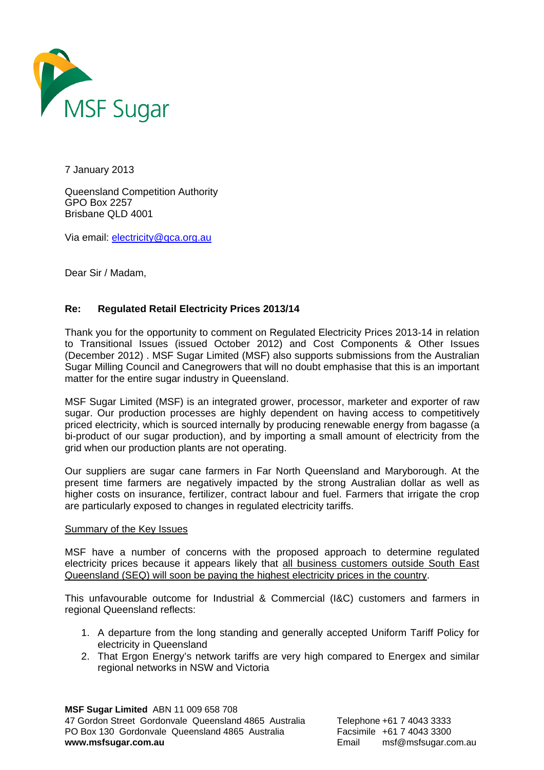MSF Sugar

7 January 2013

Queensland Competition Authority
GPO Box 2257
Brisbane QLD 4001

Via email: electricity@qca.org.au

Dear Sir / Madam,

**Re: Regulated Retail Electricity Prices 2013/14**

Thank you for the opportunity to comment on Regulated Electricity Prices 2013-14 in relation to Transitional Issues (issued October 2012) and Cost Components & Other Issues (December 2012) . MSF Sugar Limited (MSF) also supports submissions from the Australian Sugar Milling Council and Canegrowers that will no doubt emphasise that this is an important matter for the entire sugar industry in Queensland.

MSF Sugar Limited (MSF) is an integrated grower, processor, marketer and exporter of raw sugar. Our production processes are highly dependent on having access to competitively priced electricity, which is sourced internally by producing renewable energy from bagasse (a bi-product of our sugar production), and by importing a small amount of electricity from the grid when our production plants are not operating.

Our suppliers are sugar cane farmers in Far North Queensland and Maryborough. At the present time farmers are negatively impacted by the strong Australian dollar as well as higher costs on insurance, fertilizer, contract labour and fuel. Farmers that irrigate the crop are particularly exposed to changes in regulated electricity tariffs.

Summary of the Key Issues

MSF have a number of concerns with the proposed approach to determine regulated electricity prices because it appears likely that all business customers outside South East Queensland (SEQ) will soon be paying the highest electricity prices in the country.

This unfavourable outcome for Industrial & Commercial (I&C) customers and farmers in regional Queensland reflects:

1. A departure from the long standing and generally accepted Uniform Tariff Policy for electricity in Queensland
2. That Ergon Energy's network tariffs are very high compared to Energex and similar regional networks in NSW and Victoria

**MSF Sugar Limited** ABN 11 009 658 708
47 Gordon Street Gordonvale Queensland 4865 Australia
PO Box 130 Gordonvale Queensland 4865 Australia
**www.msfsugar.com.au**

Telephone +61 7 4043 3333
Facsimile +61 7 4043 3300
Email msf@msfsugar.com.au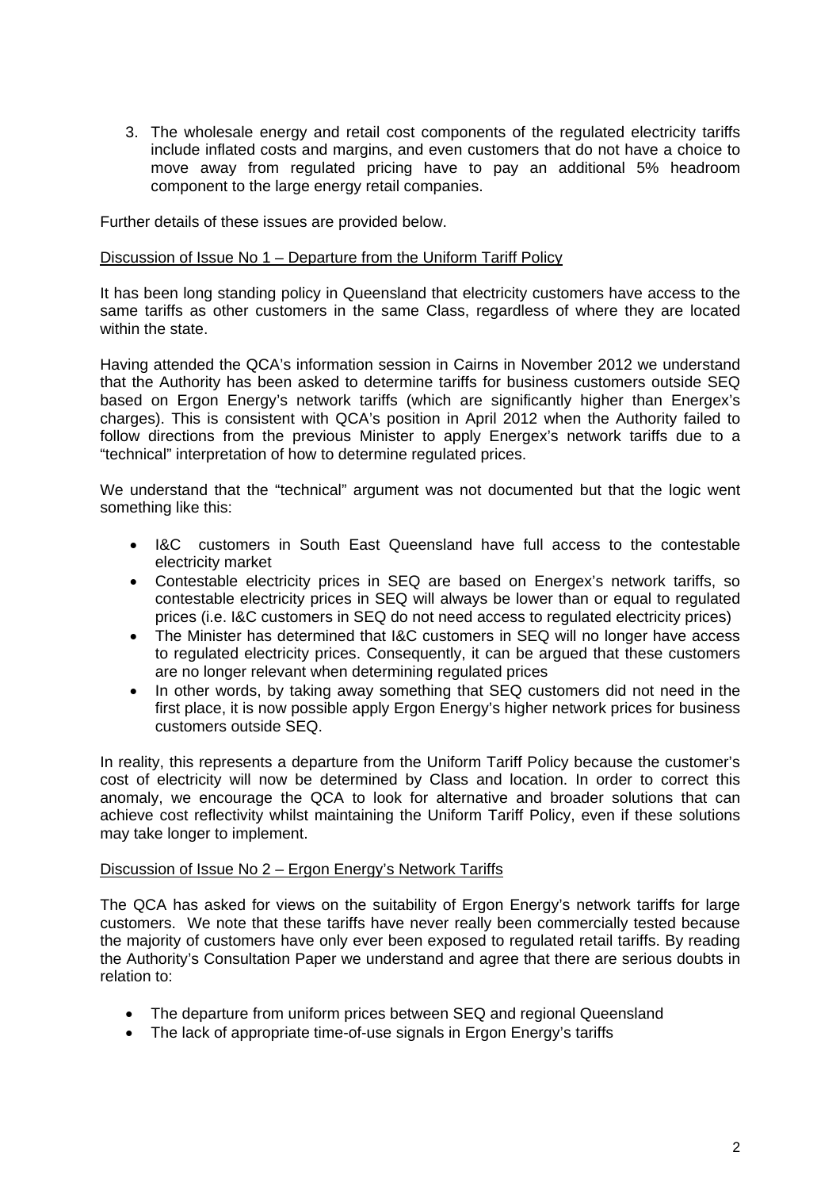3. The wholesale energy and retail cost components of the regulated electricity tariffs include inflated costs and margins, and even customers that do not have a choice to move away from regulated pricing have to pay an additional 5% headroom component to the large energy retail companies.

Further details of these issues are provided below.

Discussion of Issue No 1 – Departure from the Uniform Tariff Policy

It has been long standing policy in Queensland that electricity customers have access to the same tariffs as other customers in the same Class, regardless of where they are located within the state.

Having attended the QCA's information session in Cairns in November 2012 we understand that the Authority has been asked to determine tariffs for business customers outside SEQ based on Ergon Energy's network tariffs (which are significantly higher than Energex's charges). This is consistent with QCA's position in April 2012 when the Authority failed to follow directions from the previous Minister to apply Energex's network tariffs due to a "technical" interpretation of how to determine regulated prices.

We understand that the "technical" argument was not documented but that the logic went something like this:

- I&C customers in South East Queensland have full access to the contestable electricity market
- Contestable electricity prices in SEQ are based on Energex's network tariffs, so contestable electricity prices in SEQ will always be lower than or equal to regulated prices (i.e. I&C customers in SEQ do not need access to regulated electricity prices)
- The Minister has determined that I&C customers in SEQ will no longer have access to regulated electricity prices. Consequently, it can be argued that these customers are no longer relevant when determining regulated prices
- In other words, by taking away something that SEQ customers did not need in the first place, it is now possible apply Ergon Energy's higher network prices for business customers outside SEQ.

In reality, this represents a departure from the Uniform Tariff Policy because the customer's cost of electricity will now be determined by Class and location. In order to correct this anomaly, we encourage the QCA to look for alternative and broader solutions that can achieve cost reflectivity whilst maintaining the Uniform Tariff Policy, even if these solutions may take longer to implement.

Discussion of Issue No 2 – Ergon Energy's Network Tariffs

The QCA has asked for views on the suitability of Ergon Energy's network tariffs for large customers. We note that these tariffs have never really been commercially tested because the majority of customers have only ever been exposed to regulated retail tariffs. By reading the Authority's Consultation Paper we understand and agree that there are serious doubts in relation to:

- The departure from uniform prices between SEQ and regional Queensland
- The lack of appropriate time-of-use signals in Ergon Energy's tariffs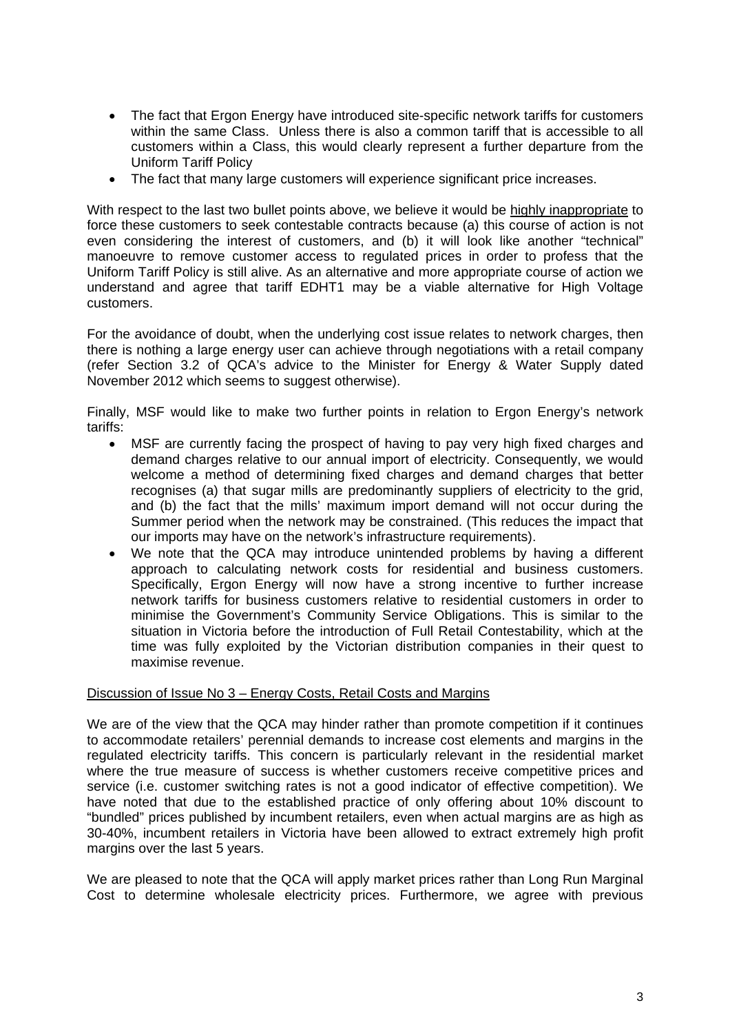- The fact that Ergon Energy have introduced site-specific network tariffs for customers within the same Class. Unless there is also a common tariff that is accessible to all customers within a Class, this would clearly represent a further departure from the Uniform Tariff Policy
- The fact that many large customers will experience significant price increases.

With respect to the last two bullet points above, we believe it would be <u>highly inappropriate</u> to force these customers to seek contestable contracts because (a) this course of action is not even considering the interest of customers, and (b) it will look like another "technical" manoeuvre to remove customer access to regulated prices in order to profess that the Uniform Tariff Policy is still alive. As an alternative and more appropriate course of action we understand and agree that tariff EDHT1 may be a viable alternative for High Voltage customers.

For the avoidance of doubt, when the underlying cost issue relates to network charges, then there is nothing a large energy user can achieve through negotiations with a retail company (refer Section 3.2 of QCA's advice to the Minister for Energy & Water Supply dated November 2012 which seems to suggest otherwise).

Finally, MSF would like to make two further points in relation to Ergon Energy's network tariffs:

- MSF are currently facing the prospect of having to pay very high fixed charges and demand charges relative to our annual import of electricity. Consequently, we would welcome a method of determining fixed charges and demand charges that better recognises (a) that sugar mills are predominantly suppliers of electricity to the grid, and (b) the fact that the mills' maximum import demand will not occur during the Summer period when the network may be constrained. (This reduces the impact that our imports may have on the network's infrastructure requirements).
- We note that the QCA may introduce unintended problems by having a different approach to calculating network costs for residential and business customers. Specifically, Ergon Energy will now have a strong incentive to further increase network tariffs for business customers relative to residential customers in order to minimise the Government's Community Service Obligations. This is similar to the situation in Victoria before the introduction of Full Retail Contestability, which at the time was fully exploited by the Victorian distribution companies in their quest to maximise revenue.

<u>Discussion of Issue No 3 – Energy Costs, Retail Costs and Margins</u>

We are of the view that the QCA may hinder rather than promote competition if it continues to accommodate retailers' perennial demands to increase cost elements and margins in the regulated electricity tariffs. This concern is particularly relevant in the residential market where the true measure of success is whether customers receive competitive prices and service (i.e. customer switching rates is not a good indicator of effective competition). We have noted that due to the established practice of only offering about 10% discount to "bundled" prices published by incumbent retailers, even when actual margins are as high as 30-40%, incumbent retailers in Victoria have been allowed to extract extremely high profit margins over the last 5 years.

We are pleased to note that the QCA will apply market prices rather than Long Run Marginal Cost to determine wholesale electricity prices. Furthermore, we agree with previous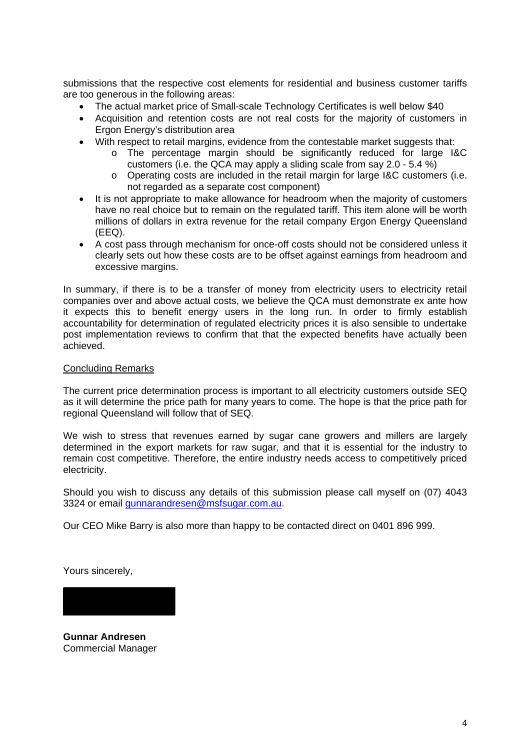submissions that the respective cost elements for residential and business customer tariffs are too generous in the following areas:

- The actual market price of Small-scale Technology Certificates is well below $40
- Acquisition and retention costs are not real costs for the majority of customers in Ergon Energy's distribution area
- With respect to retail margins, evidence from the contestable market suggests that:
  - The percentage margin should be significantly reduced for large I&C customers (i.e. the QCA may apply a sliding scale from say 2.0 - 5.4 %)
  - Operating costs are included in the retail margin for large I&C customers (i.e. not regarded as a separate cost component)
- It is not appropriate to make allowance for headroom when the majority of customers have no real choice but to remain on the regulated tariff. This item alone will be worth millions of dollars in extra revenue for the retail company Ergon Energy Queensland (EEQ).
- A cost pass through mechanism for once-off costs should not be considered unless it clearly sets out how these costs are to be offset against earnings from headroom and excessive margins.

In summary, if there is to be a transfer of money from electricity users to electricity retail companies over and above actual costs, we believe the QCA must demonstrate ex ante how it expects this to benefit energy users in the long run. In order to firmly establish accountability for determination of regulated electricity prices it is also sensible to undertake post implementation reviews to confirm that that the expected benefits have actually been achieved.

<u>Concluding Remarks</u>

The current price determination process is important to all electricity customers outside SEQ as it will determine the price path for many years to come. The hope is that the price path for regional Queensland will follow that of SEQ.

We wish to stress that revenues earned by sugar cane growers and millers are largely determined in the export markets for raw sugar, and that it is essential for the industry to remain cost competitive. Therefore, the entire industry needs access to competitively priced electricity.

Should you wish to discuss any details of this submission please call myself on (07) 4043 3324 or email gunnarandresen@msfsugar.com.au.

Our CEO Mike Barry is also more than happy to be contacted direct on 0401 896 999.

Yours sincerely,

**Gunnar Andresen**
Commercial Manager